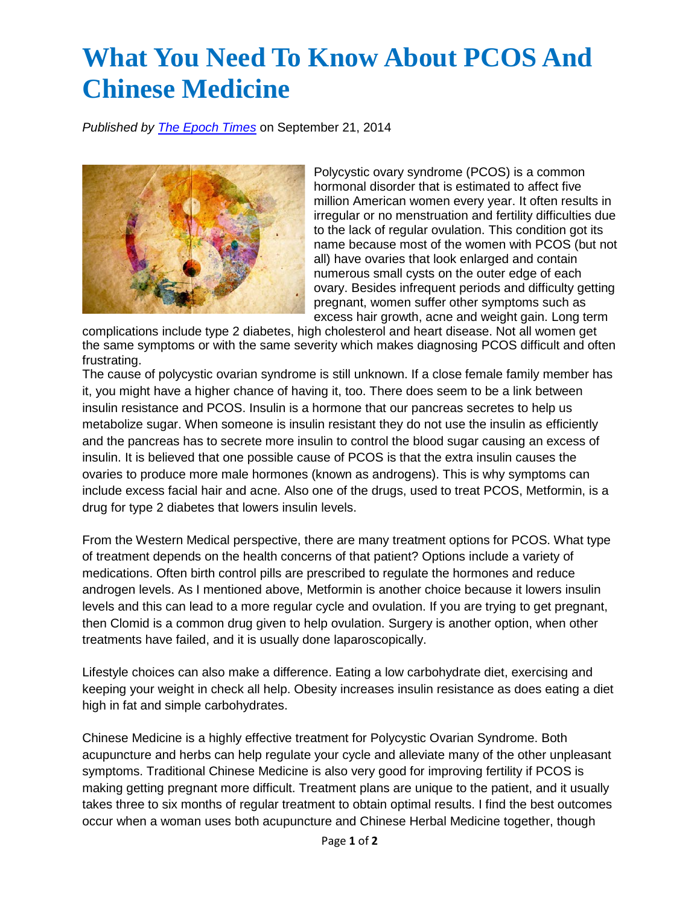# What You Need To Know About PCOS And Chinese Medicine

*Published by [The Epoch Times](#) on September 21, 2014*

Polycystic ovary syndrome (PCOS) is a common hormonal disorder that is estimated to affect five million American women every year. It often results in irregular or no menstruation and fertility difficulties due to the lack of regular ovulation. This condition got its name because most of the women with PCOS (but not all) have ovaries that look enlarged and contain numerous small cysts on the outer edge of each ovary. Besides infrequent periods and difficulty getting pregnant, women suffer other symptoms such as excess hair growth, acne and weight gain. Long term complications include type 2 diabetes, high cholesterol and heart disease. Not all women get the same symptoms or with the same severity which makes diagnosing PCOS difficult and often frustrating.

The cause of polycystic ovarian syndrome is still unknown. If a close female family member has it, you might have a higher chance of having it, too. There does seem to be a link between insulin resistance and PCOS. Insulin is a hormone that our pancreas secretes to help us metabolize sugar. When someone is insulin resistant they do not use the insulin as efficiently and the pancreas has to secrete more insulin to control the blood sugar causing an excess of insulin. It is believed that one possible cause of PCOS is that the extra insulin causes the ovaries to produce more male hormones (known as androgens). This is why symptoms can include excess facial hair and acne. Also one of the drugs, used to treat PCOS, Metformin, is a drug for type 2 diabetes that lowers insulin levels.

From the Western Medical perspective, there are many treatment options for PCOS. What type of treatment depends on the health concerns of that patient? Options include a variety of medications. Often birth control pills are prescribed to regulate the hormones and reduce androgen levels. As I mentioned above, Metformin is another choice because it lowers insulin levels and this can lead to a more regular cycle and ovulation. If you are trying to get pregnant, then Clomid is a common drug given to help ovulation. Surgery is another option, when other treatments have failed, and it is usually done laparoscopically.

Lifestyle choices can also make a difference. Eating a low carbohydrate diet, exercising and keeping your weight in check all help. Obesity increases insulin resistance as does eating a diet high in fat and simple carbohydrates.

Chinese Medicine is a highly effective treatment for Polycystic Ovarian Syndrome. Both acupuncture and herbs can help regulate your cycle and alleviate many of the other unpleasant symptoms. Traditional Chinese Medicine is also very good for improving fertility if PCOS is making getting pregnant more difficult. Treatment plans are unique to the patient, and it usually takes three to six months of regular treatment to obtain optimal results. I find the best outcomes occur when a woman uses both acupuncture and Chinese Herbal Medicine together, though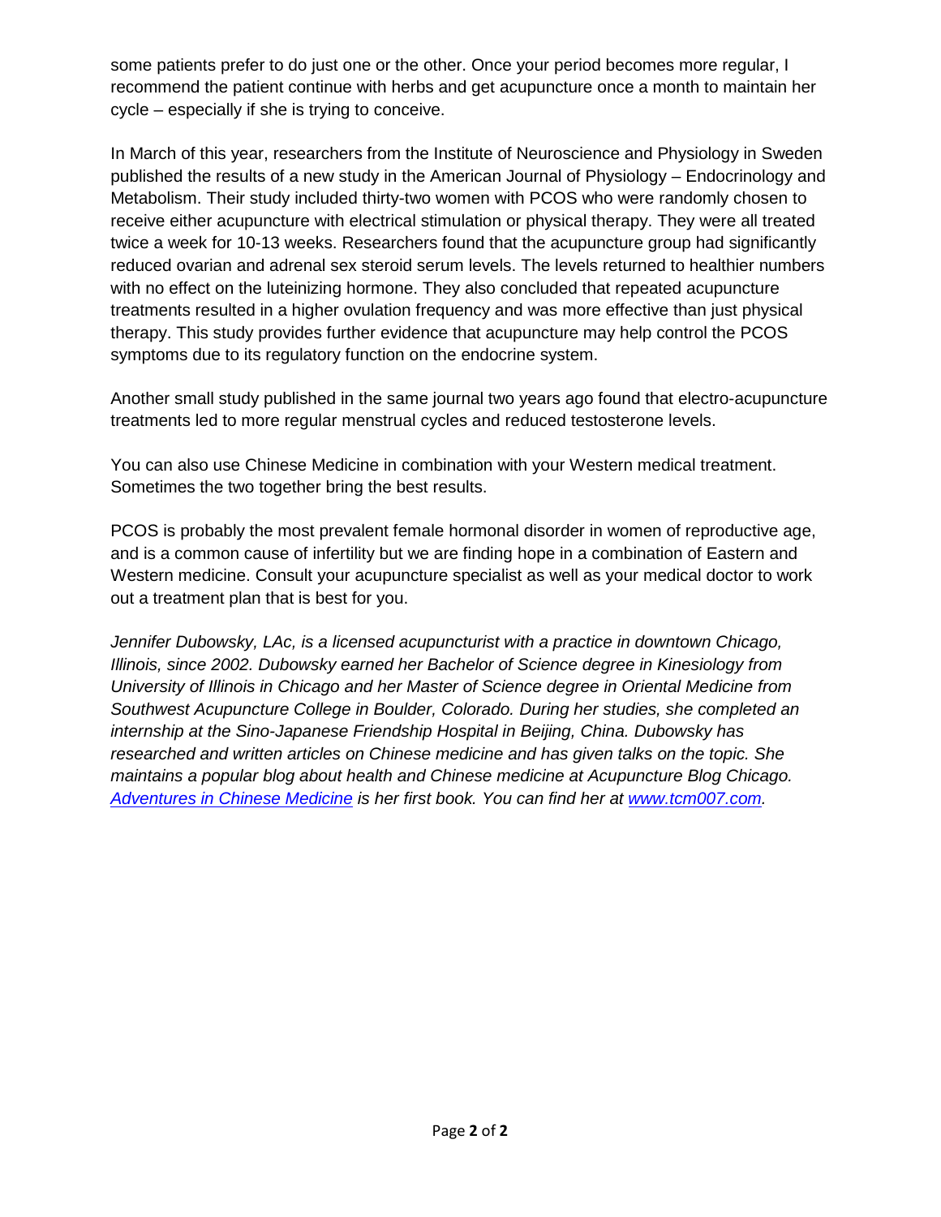some patients prefer to do just one or the other. Once your period becomes more regular, I recommend the patient continue with herbs and get acupuncture once a month to maintain her cycle – especially if she is trying to conceive.

In March of this year, researchers from the Institute of Neuroscience and Physiology in Sweden published the results of a new study in the American Journal of Physiology – Endocrinology and Metabolism. Their study included thirty-two women with PCOS who were randomly chosen to receive either acupuncture with electrical stimulation or physical therapy. They were all treated twice a week for 10-13 weeks. Researchers found that the acupuncture group had significantly reduced ovarian and adrenal sex steroid serum levels. The levels returned to healthier numbers with no effect on the luteinizing hormone. They also concluded that repeated acupuncture treatments resulted in a higher ovulation frequency and was more effective than just physical therapy. This study provides further evidence that acupuncture may help control the PCOS symptoms due to its regulatory function on the endocrine system.

Another small study published in the same journal two years ago found that electro-acupuncture treatments led to more regular menstrual cycles and reduced testosterone levels.

You can also use Chinese Medicine in combination with your Western medical treatment. Sometimes the two together bring the best results.

PCOS is probably the most prevalent female hormonal disorder in women of reproductive age, and is a common cause of infertility but we are finding hope in a combination of Eastern and Western medicine. Consult your acupuncture specialist as well as your medical doctor to work out a treatment plan that is best for you.

*Jennifer Dubowsky, LAc, is a licensed acupuncturist with a practice in downtown Chicago, Illinois, since 2002. Dubowsky earned her Bachelor of Science degree in Kinesiology from University of Illinois in Chicago and her Master of Science degree in Oriental Medicine from Southwest Acupuncture College in Boulder, Colorado. During her studies, she completed an internship at the Sino-Japanese Friendship Hospital in Beijing, China. Dubowsky has researched and written articles on Chinese medicine and has given talks on the topic. She maintains a popular blog about health and Chinese medicine at Acupuncture Blog Chicago. [Adventures in Chinese Medicine] is her first book. You can find her at [www.tcm007.com].*